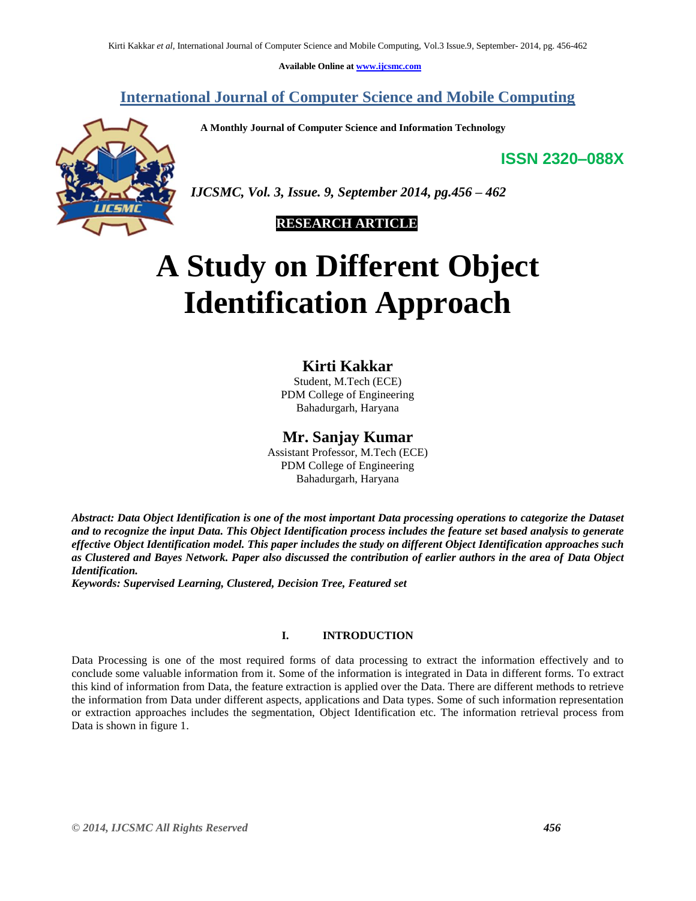Available Online at www.ijcsmc.com

# International Journal of Computer Science and Mobile Computing

**A Monthly Journal of Computer Science and Information Technology**

**ISSN 2320–088X**

*IJCSMC, Vol. 3, Issue. 9, September 2014, pg.456 – 462*

**RESEARCH ARTICLE**

# A Study on Different Object Identification Approach

## Kirti Kakkar

Student, M.Tech (ECE)
PDM College of Engineering
Bahadurgarh, Haryana

## Mr. Sanjay Kumar

Assistant Professor, M.Tech (ECE)
PDM College of Engineering
Bahadurgarh, Haryana

***Abstract:** Data Object Identification is one of the most important Data processing operations to categorize the Dataset and to recognize the input Data. This Object Identification process includes the feature set based analysis to generate effective Object Identification model. This paper includes the study on different Object Identification approaches such as Clustered and Bayes Network. Paper also discussed the contribution of earlier authors in the area of Data Object Identification.*

***Keywords:** Supervised Learning, Clustered, Decision Tree, Featured set*

## I. INTRODUCTION

Data Processing is one of the most required forms of data processing to extract the information effectively and to conclude some valuable information from it. Some of the information is integrated in Data in different forms. To extract this kind of information from Data, the feature extraction is applied over the Data. There are different methods to retrieve the information from Data under different aspects, applications and Data types. Some of such information representation or extraction approaches includes the segmentation, Object Identification etc. The information retrieval process from Data is shown in figure 1.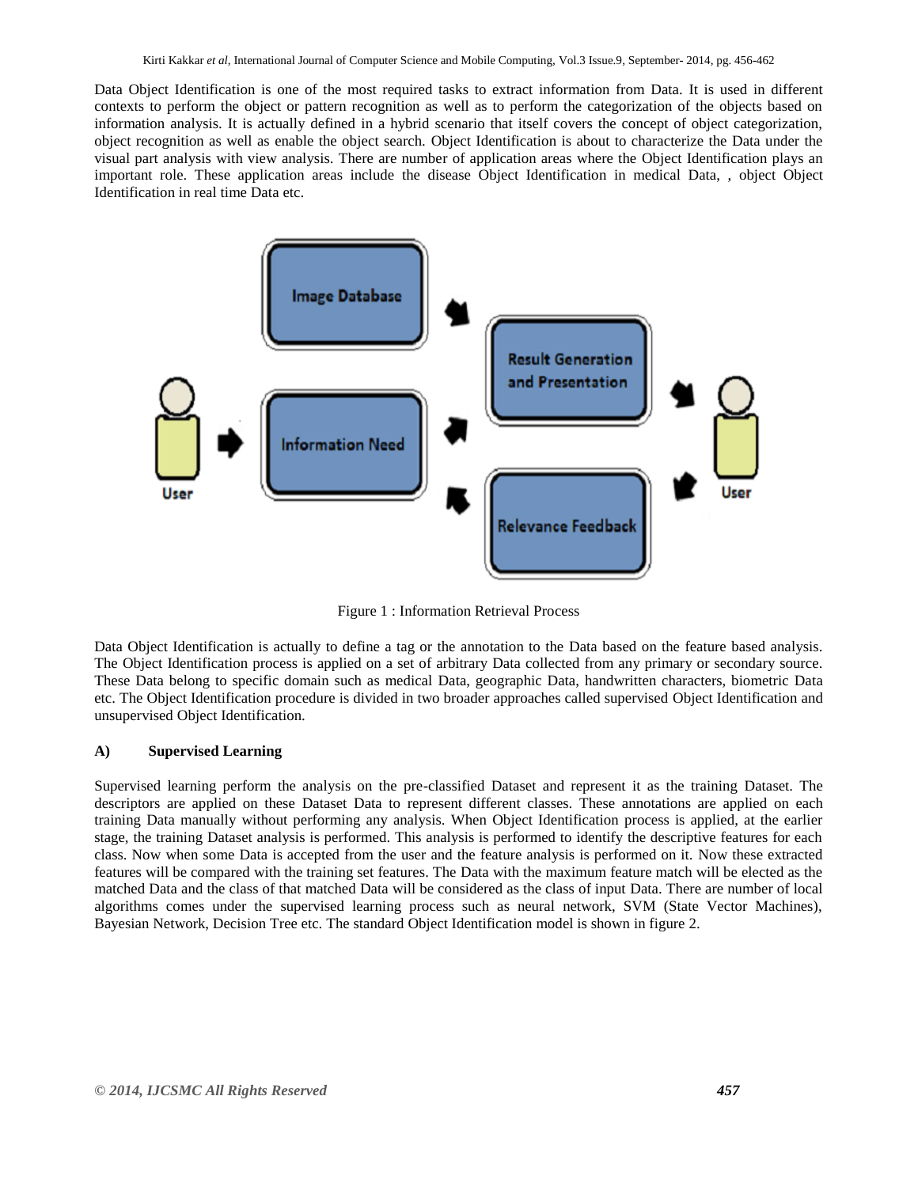Data Object Identification is one of the most required tasks to extract information from Data. It is used in different contexts to perform the object or pattern recognition as well as to perform the categorization of the objects based on information analysis. It is actually defined in a hybrid scenario that itself covers the concept of object categorization, object recognition as well as enable the object search. Object Identification is about to characterize the Data under the visual part analysis with view analysis. There are number of application areas where the Object Identification plays an important role. These application areas include the disease Object Identification in medical Data, , object Object Identification in real time Data etc.

Figure 1 : Information Retrieval Process

Data Object Identification is actually to define a tag or the annotation to the Data based on the feature based analysis. The Object Identification process is applied on a set of arbitrary Data collected from any primary or secondary source. These Data belong to specific domain such as medical Data, geographic Data, handwritten characters, biometric Data etc. The Object Identification procedure is divided in two broader approaches called supervised Object Identification and unsupervised Object Identification.

### A) Supervised Learning

Supervised learning perform the analysis on the pre-classified Dataset and represent it as the training Dataset. The descriptors are applied on these Dataset Data to represent different classes. These annotations are applied on each training Data manually without performing any analysis. When Object Identification process is applied, at the earlier stage, the training Dataset analysis is performed. This analysis is performed to identify the descriptive features for each class. Now when some Data is accepted from the user and the feature analysis is performed on it. Now these extracted features will be compared with the training set features. The Data with the maximum feature match will be elected as the matched Data and the class of that matched Data will be considered as the class of input Data. There are number of local algorithms comes under the supervised learning process such as neural network, SVM (State Vector Machines), Bayesian Network, Decision Tree etc. The standard Object Identification model is shown in figure 2.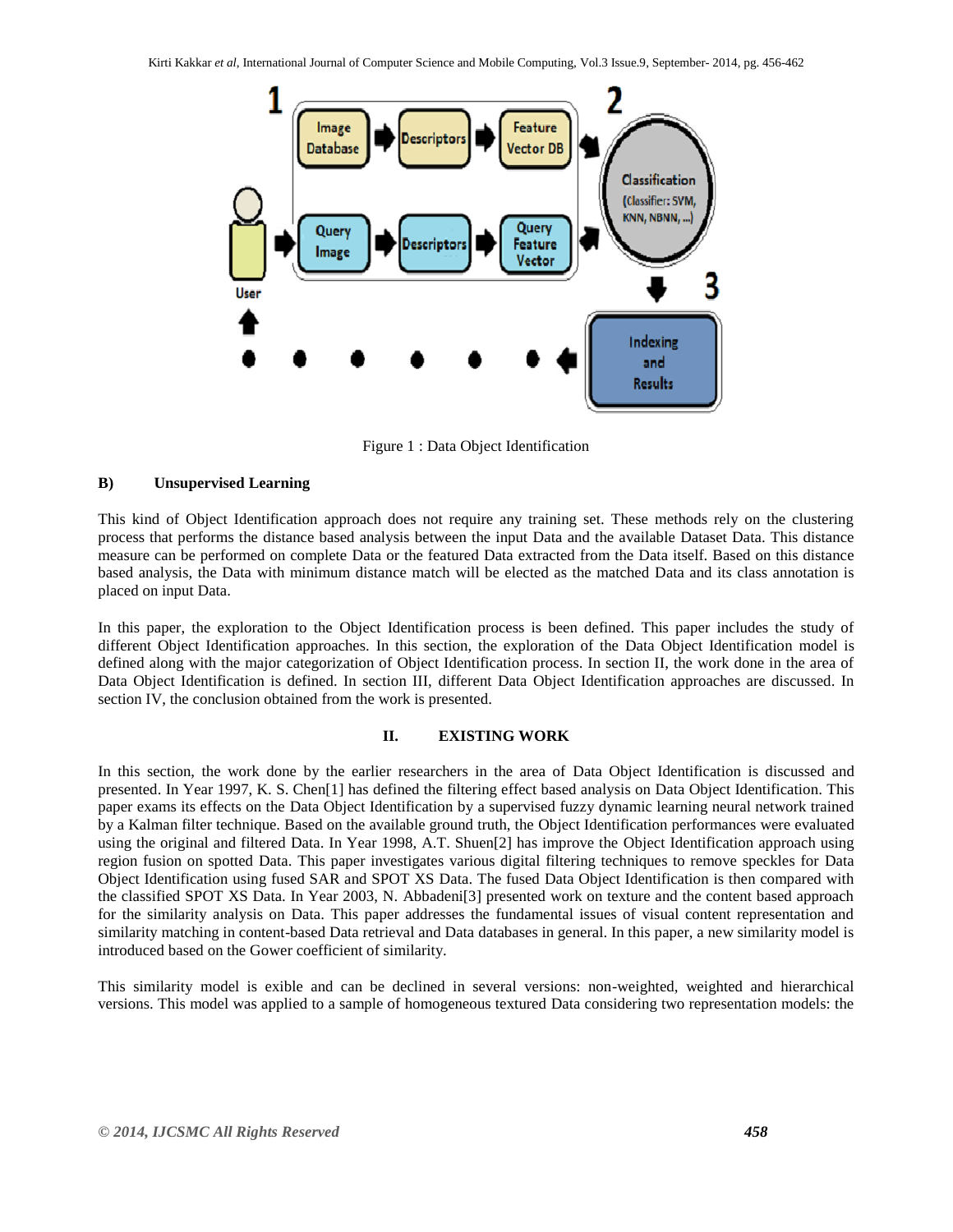Figure 1 : Data Object Identification

### B) Unsupervised Learning

This kind of Object Identification approach does not require any training set. These methods rely on the clustering process that performs the distance based analysis between the input Data and the available Dataset Data. This distance measure can be performed on complete Data or the featured Data extracted from the Data itself. Based on this distance based analysis, the Data with minimum distance match will be elected as the matched Data and its class annotation is placed on input Data.

In this paper, the exploration to the Object Identification process is been defined. This paper includes the study of different Object Identification approaches. In this section, the exploration of the Data Object Identification model is defined along with the major categorization of Object Identification process. In section II, the work done in the area of Data Object Identification is defined. In section III, different Data Object Identification approaches are discussed. In section IV, the conclusion obtained from the work is presented.

## II. EXISTING WORK

In this section, the work done by the earlier researchers in the area of Data Object Identification is discussed and presented. In Year 1997, K. S. Chen[1] has defined the filtering effect based analysis on Data Object Identification. This paper exams its effects on the Data Object Identification by a supervised fuzzy dynamic learning neural network trained by a Kalman filter technique. Based on the available ground truth, the Object Identification performances were evaluated using the original and filtered Data. In Year 1998, A.T. Shuen[2] has improve the Object Identification approach using region fusion on spotted Data. This paper investigates various digital filtering techniques to remove speckles for Data Object Identification using fused SAR and SPOT XS Data. The fused Data Object Identification is then compared with the classified SPOT XS Data. In Year 2003, N. Abbadeni[3] presented work on texture and the content based approach for the similarity analysis on Data. This paper addresses the fundamental issues of visual content representation and similarity matching in content-based Data retrieval and Data databases in general. In this paper, a new similarity model is introduced based on the Gower coefficient of similarity.

This similarity model is exible and can be declined in several versions: non-weighted, weighted and hierarchical versions. This model was applied to a sample of homogeneous textured Data considering two representation models: the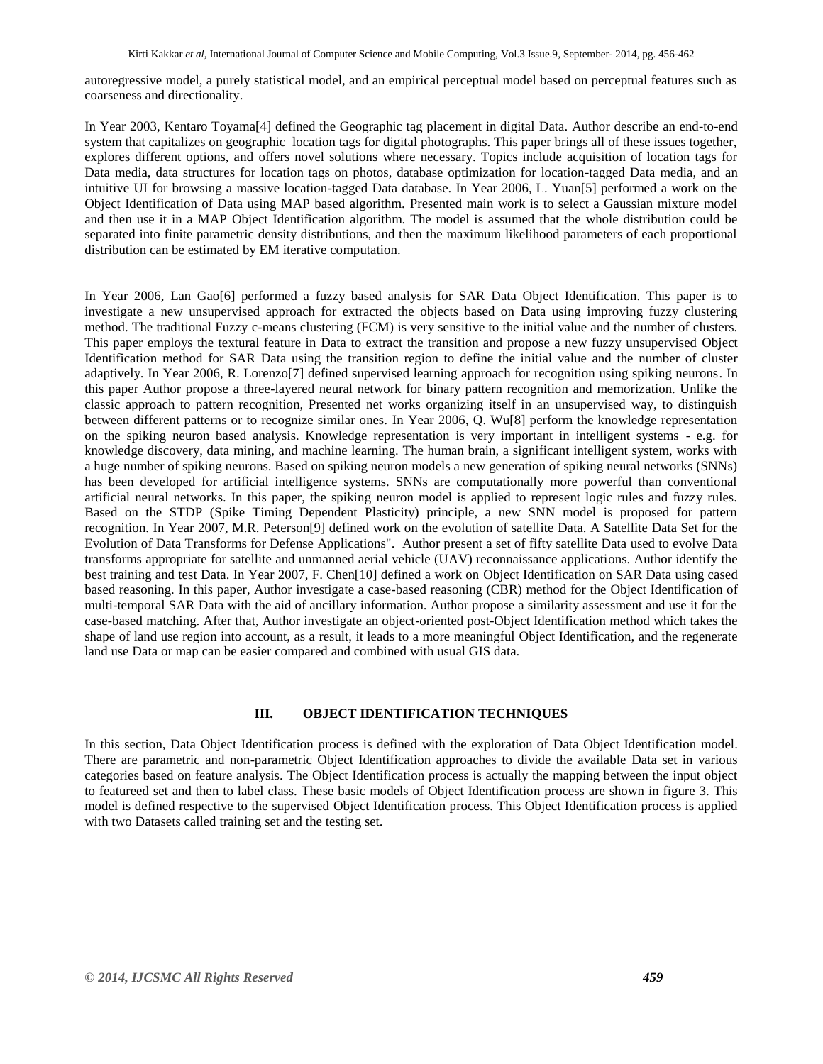autoregressive model, a purely statistical model, and an empirical perceptual model based on perceptual features such as coarseness and directionality.

In Year 2003, Kentaro Toyama[4] defined the Geographic tag placement in digital Data. Author describe an end-to-end system that capitalizes on geographic location tags for digital photographs. This paper brings all of these issues together, explores different options, and offers novel solutions where necessary. Topics include acquisition of location tags for Data media, data structures for location tags on photos, database optimization for location-tagged Data media, and an intuitive UI for browsing a massive location-tagged Data database. In Year 2006, L. Yuan[5] performed a work on the Object Identification of Data using MAP based algorithm. Presented main work is to select a Gaussian mixture model and then use it in a MAP Object Identification algorithm. The model is assumed that the whole distribution could be separated into finite parametric density distributions, and then the maximum likelihood parameters of each proportional distribution can be estimated by EM iterative computation.

In Year 2006, Lan Gao[6] performed a fuzzy based analysis for SAR Data Object Identification. This paper is to investigate a new unsupervised approach for extracted the objects based on Data using improving fuzzy clustering method. The traditional Fuzzy c-means clustering (FCM) is very sensitive to the initial value and the number of clusters. This paper employs the textural feature in Data to extract the transition and propose a new fuzzy unsupervised Object Identification method for SAR Data using the transition region to define the initial value and the number of cluster adaptively. In Year 2006, R. Lorenzo[7] defined supervised learning approach for recognition using spiking neurons. In this paper Author propose a three-layered neural network for binary pattern recognition and memorization. Unlike the classic approach to pattern recognition, Presented net works organizing itself in an unsupervised way, to distinguish between different patterns or to recognize similar ones. In Year 2006, Q. Wu[8] perform the knowledge representation on the spiking neuron based analysis. Knowledge representation is very important in intelligent systems - e.g. for knowledge discovery, data mining, and machine learning. The human brain, a significant intelligent system, works with a huge number of spiking neurons. Based on spiking neuron models a new generation of spiking neural networks (SNNs) has been developed for artificial intelligence systems. SNNs are computationally more powerful than conventional artificial neural networks. In this paper, the spiking neuron model is applied to represent logic rules and fuzzy rules. Based on the STDP (Spike Timing Dependent Plasticity) principle, a new SNN model is proposed for pattern recognition. In Year 2007, M.R. Peterson[9] defined work on the evolution of satellite Data. A Satellite Data Set for the Evolution of Data Transforms for Defense Applications". Author present a set of fifty satellite Data used to evolve Data transforms appropriate for satellite and unmanned aerial vehicle (UAV) reconnaissance applications. Author identify the best training and test Data. In Year 2007, F. Chen[10] defined a work on Object Identification on SAR Data using cased based reasoning. In this paper, Author investigate a case-based reasoning (CBR) method for the Object Identification of multi-temporal SAR Data with the aid of ancillary information. Author propose a similarity assessment and use it for the case-based matching. After that, Author investigate an object-oriented post-Object Identification method which takes the shape of land use region into account, as a result, it leads to a more meaningful Object Identification, and the regenerate land use Data or map can be easier compared and combined with usual GIS data.

## III. OBJECT IDENTIFICATION TECHNIQUES

In this section, Data Object Identification process is defined with the exploration of Data Object Identification model. There are parametric and non-parametric Object Identification approaches to divide the available Data set in various categories based on feature analysis. The Object Identification process is actually the mapping between the input object to featureed set and then to label class. These basic models of Object Identification process are shown in figure 3. This model is defined respective to the supervised Object Identification process. This Object Identification process is applied with two Datasets called training set and the testing set.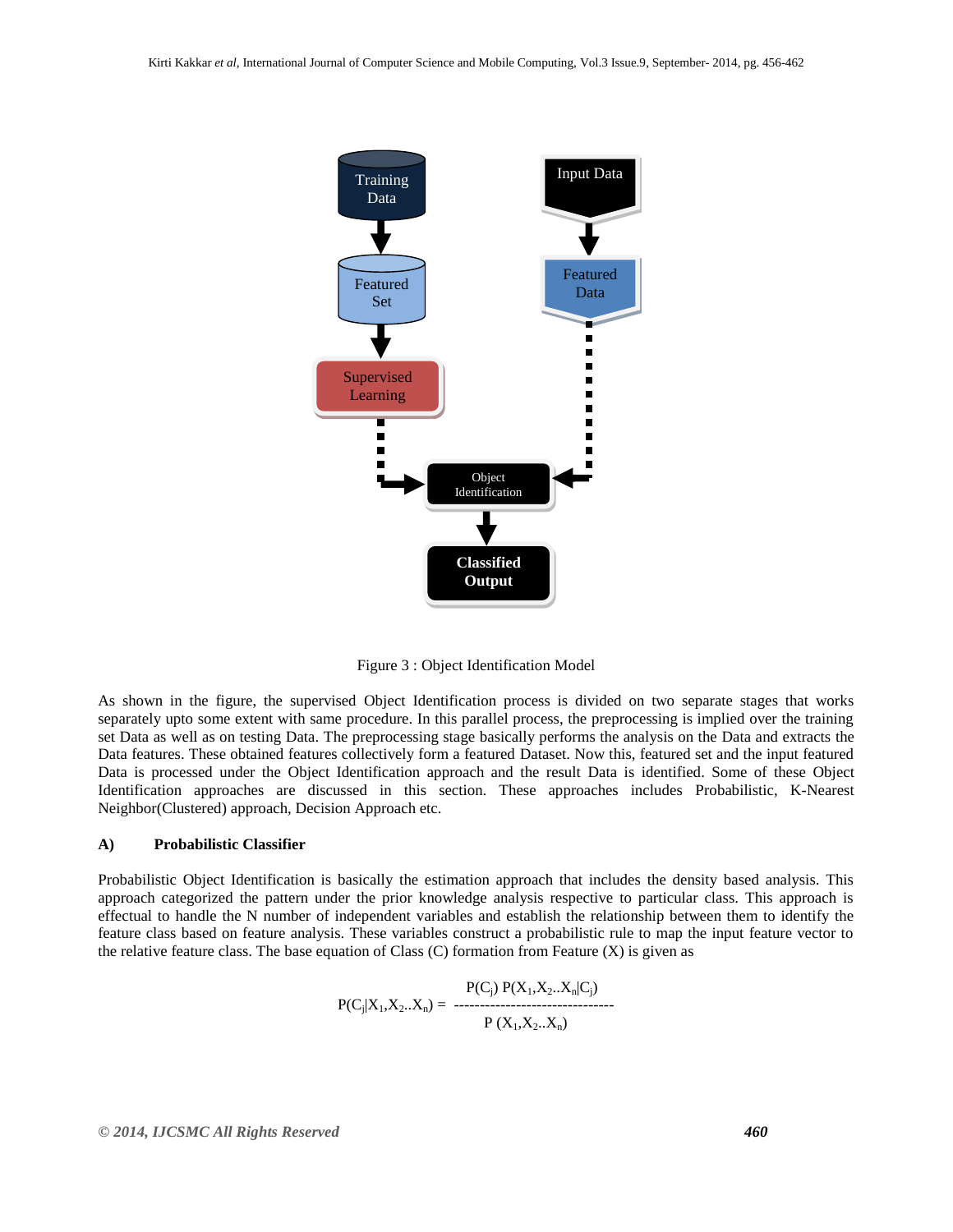Figure 3 : Object Identification Model

As shown in the figure, the supervised Object Identification process is divided on two separate stages that works separately upto some extent with same procedure. In this parallel process, the preprocessing is implied over the training set Data as well as on testing Data. The preprocessing stage basically performs the analysis on the Data and extracts the Data features. These obtained features collectively form a featured Dataset. Now this, featured set and the input featured Data is processed under the Object Identification approach and the result Data is identified. Some of these Object Identification approaches are discussed in this section. These approaches includes Probabilistic, K-Nearest Neighbor(Clustered) approach, Decision Approach etc.

### A) Probabilistic Classifier

Probabilistic Object Identification is basically the estimation approach that includes the density based analysis. This approach categorized the pattern under the prior knowledge analysis respective to particular class. This approach is effectual to handle the N number of independent variables and establish the relationship between them to identify the feature class based on feature analysis. These variables construct a probabilistic rule to map the input feature vector to the relative feature class. The base equation of Class (C) formation from Feature (X) is given as

$$P(C_j|X_1,X_2..X_n) = \frac{P(C_j)\, P(X_1,X_2..X_n|C_j)}{P(X_1,X_2..X_n)}$$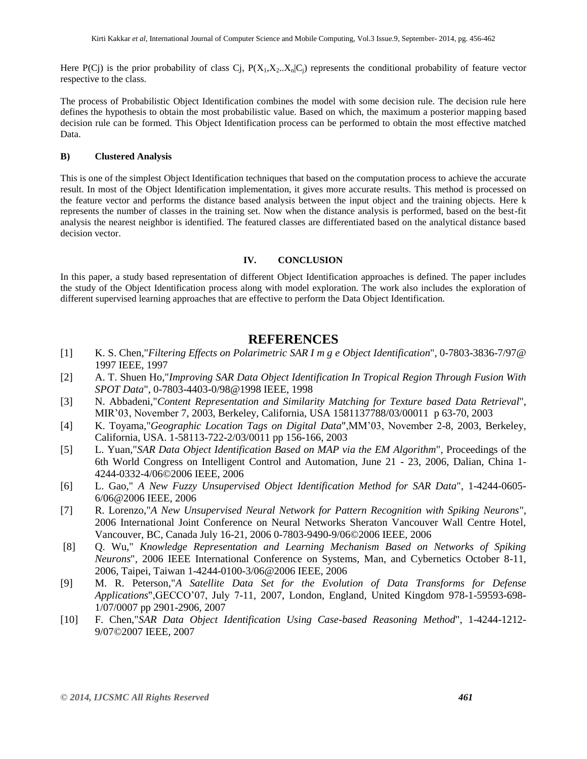Here P(Cj) is the prior probability of class Cj, $P(X_1,X_2..X_n|C_j)$ represents the conditional probability of feature vector respective to the class.

The process of Probabilistic Object Identification combines the model with some decision rule. The decision rule here defines the hypothesis to obtain the most probabilistic value. Based on which, the maximum a posterior mapping based decision rule can be formed. This Object Identification process can be performed to obtain the most effective matched Data.

### B) Clustered Analysis

This is one of the simplest Object Identification techniques that based on the computation process to achieve the accurate result. In most of the Object Identification implementation, it gives more accurate results. This method is processed on the feature vector and performs the distance based analysis between the input object and the training objects. Here k represents the number of classes in the training set. Now when the distance analysis is performed, based on the best-fit analysis the nearest neighbor is identified. The featured classes are differentiated based on the analytical distance based decision vector.

## IV. CONCLUSION

In this paper, a study based representation of different Object Identification approaches is defined. The paper includes the study of the Object Identification process along with model exploration. The work also includes the exploration of different supervised learning approaches that are effective to perform the Data Object Identification.

## REFERENCES

[1] K. S. Chen,"*Filtering Effects on Polarimetric SAR I m g e Object Identification*", 0-7803-3836-7/97@ 1997 IEEE, 1997

[2] A. T. Shuen Ho,"*Improving SAR Data Object Identification In Tropical Region Through Fusion With SPOT Data*", 0-7803-4403-0/98@1998 IEEE, 1998

[3] N. Abbadeni,"*Content Representation and Similarity Matching for Texture based Data Retrieval*", MIR'03, November 7, 2003, Berkeley, California, USA 1581137788/03/00011 p 63-70, 2003

[4] K. Toyama,"*Geographic Location Tags on Digital Data*",MM'03, November 2-8, 2003, Berkeley, California, USA. 1-58113-722-2/03/0011 pp 156-166, 2003

[5] L. Yuan,"*SAR Data Object Identification Based on MAP via the EM Algorithm*", Proceedings of the 6th World Congress on Intelligent Control and Automation, June 21 - 23, 2006, Dalian, China 1-4244-0332-4/06©2006 IEEE, 2006

[6] L. Gao," *A New Fuzzy Unsupervised Object Identification Method for SAR Data*", 1-4244-0605-6/06@2006 IEEE, 2006

[7] R. Lorenzo,"*A New Unsupervised Neural Network for Pattern Recognition with Spiking Neurons*", 2006 International Joint Conference on Neural Networks Sheraton Vancouver Wall Centre Hotel, Vancouver, BC, Canada July 16-21, 2006 0-7803-9490-9/06©2006 IEEE, 2006

[8] Q. Wu," *Knowledge Representation and Learning Mechanism Based on Networks of Spiking Neurons*", 2006 IEEE International Conference on Systems, Man, and Cybernetics October 8-11, 2006, Taipei, Taiwan 1-4244-0100-3/06@2006 IEEE, 2006

[9] M. R. Peterson,"*A Satellite Data Set for the Evolution of Data Transforms for Defense Applications*",GECCO'07, July 7-11, 2007, London, England, United Kingdom 978-1-59593-698-1/07/0007 pp 2901-2906, 2007

[10] F. Chen,"*SAR Data Object Identification Using Case-based Reasoning Method*", 1-4244-1212-9/07©2007 IEEE, 2007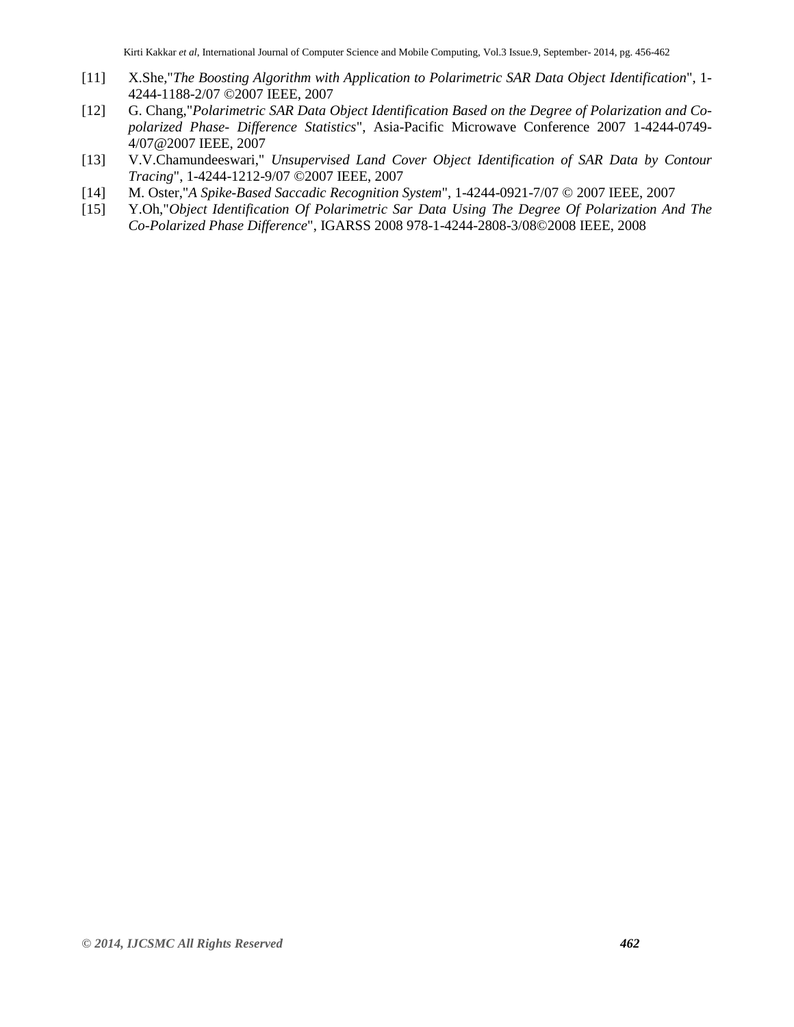[11] X.She,"*The Boosting Algorithm with Application to Polarimetric SAR Data Object Identification*", 1-4244-1188-2/07 ©2007 IEEE, 2007

[12] G. Chang,"*Polarimetric SAR Data Object Identification Based on the Degree of Polarization and Co-polarized Phase- Difference Statistics*", Asia-Pacific Microwave Conference 2007 1-4244-0749-4/07@2007 IEEE, 2007

[13] V.V.Chamundeeswari," *Unsupervised Land Cover Object Identification of SAR Data by Contour Tracing*", 1-4244-1212-9/07 ©2007 IEEE, 2007

[14] M. Oster,"*A Spike-Based Saccadic Recognition System*", 1-4244-0921-7/07 © 2007 IEEE, 2007

[15] Y.Oh,"*Object Identification Of Polarimetric Sar Data Using The Degree Of Polarization And The Co-Polarized Phase Difference*", IGARSS 2008 978-1-4244-2808-3/08©2008 IEEE, 2008